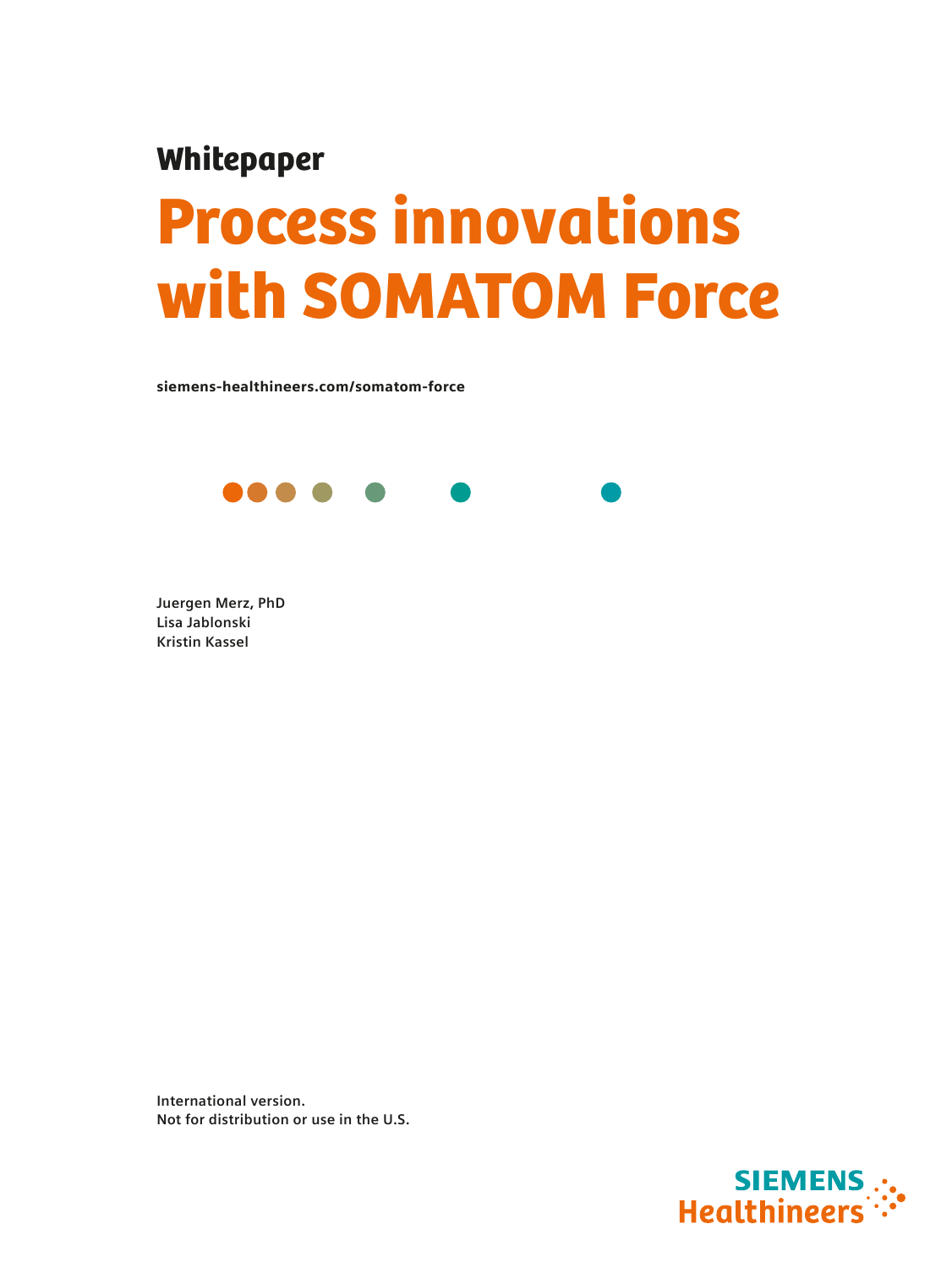**Whitepaper**

# Process innovations with SOMATOM Force

**siemens-healthineers.com/somatom-force**

**Juergen Merz, PhD**
**Lisa Jablonski**
**Kristin Kassel**

**International version.**
**Not for distribution or use in the U.S.**

SIEMENS Healthineers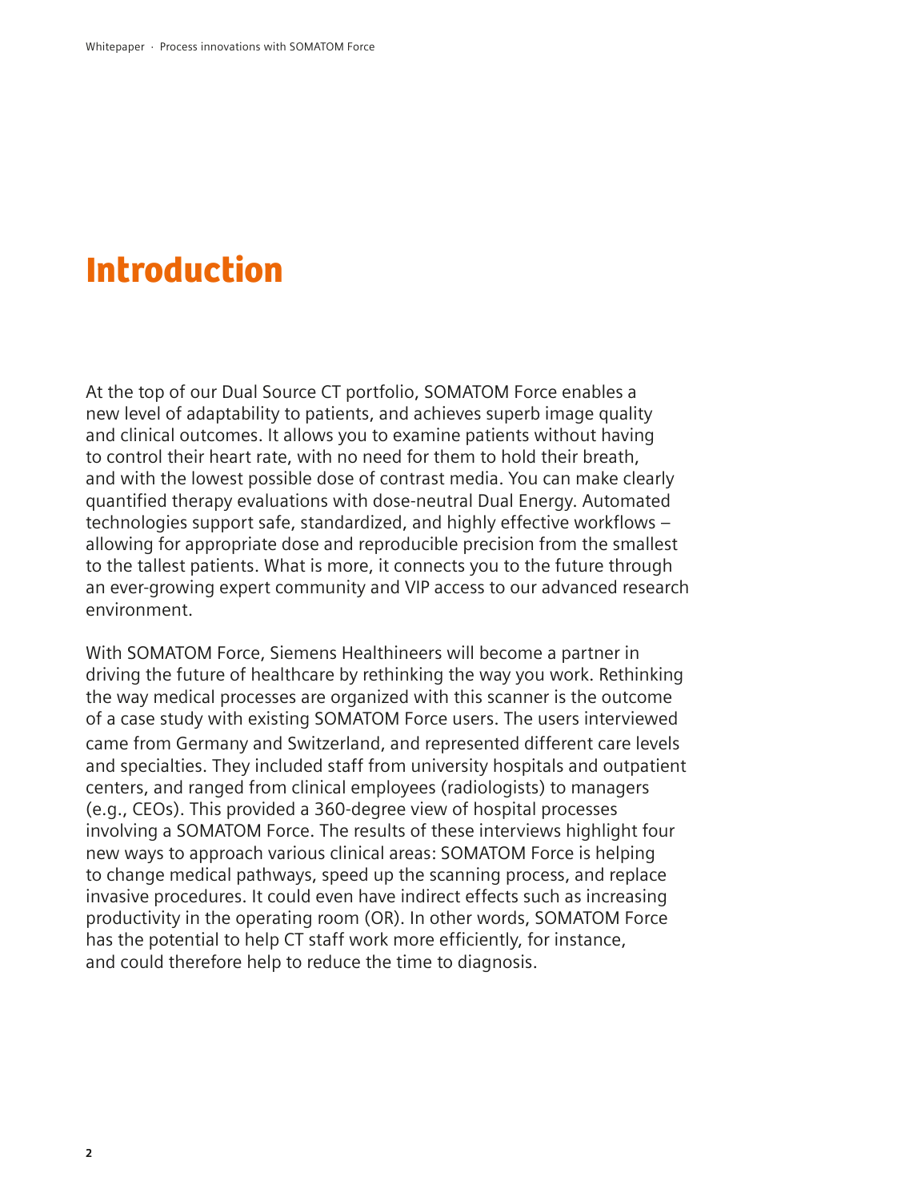# Introduction

At the top of our Dual Source CT portfolio, SOMATOM Force enables a new level of adaptability to patients, and achieves superb image quality and clinical outcomes. It allows you to examine patients without having to control their heart rate, with no need for them to hold their breath, and with the lowest possible dose of contrast media. You can make clearly quantified therapy evaluations with dose-neutral Dual Energy. Automated technologies support safe, standardized, and highly effective workflows – allowing for appropriate dose and reproducible precision from the smallest to the tallest patients. What is more, it connects you to the future through an ever-growing expert community and VIP access to our advanced research environment.

With SOMATOM Force, Siemens Healthineers will become a partner in driving the future of healthcare by rethinking the way you work. Rethinking the way medical processes are organized with this scanner is the outcome of a case study with existing SOMATOM Force users. The users interviewed came from Germany and Switzerland, and represented different care levels and specialties. They included staff from university hospitals and outpatient centers, and ranged from clinical employees (radiologists) to managers (e.g., CEOs). This provided a 360-degree view of hospital processes involving a SOMATOM Force. The results of these interviews highlight four new ways to approach various clinical areas: SOMATOM Force is helping to change medical pathways, speed up the scanning process, and replace invasive procedures. It could even have indirect effects such as increasing productivity in the operating room (OR). In other words, SOMATOM Force has the potential to help CT staff work more efficiently, for instance, and could therefore help to reduce the time to diagnosis.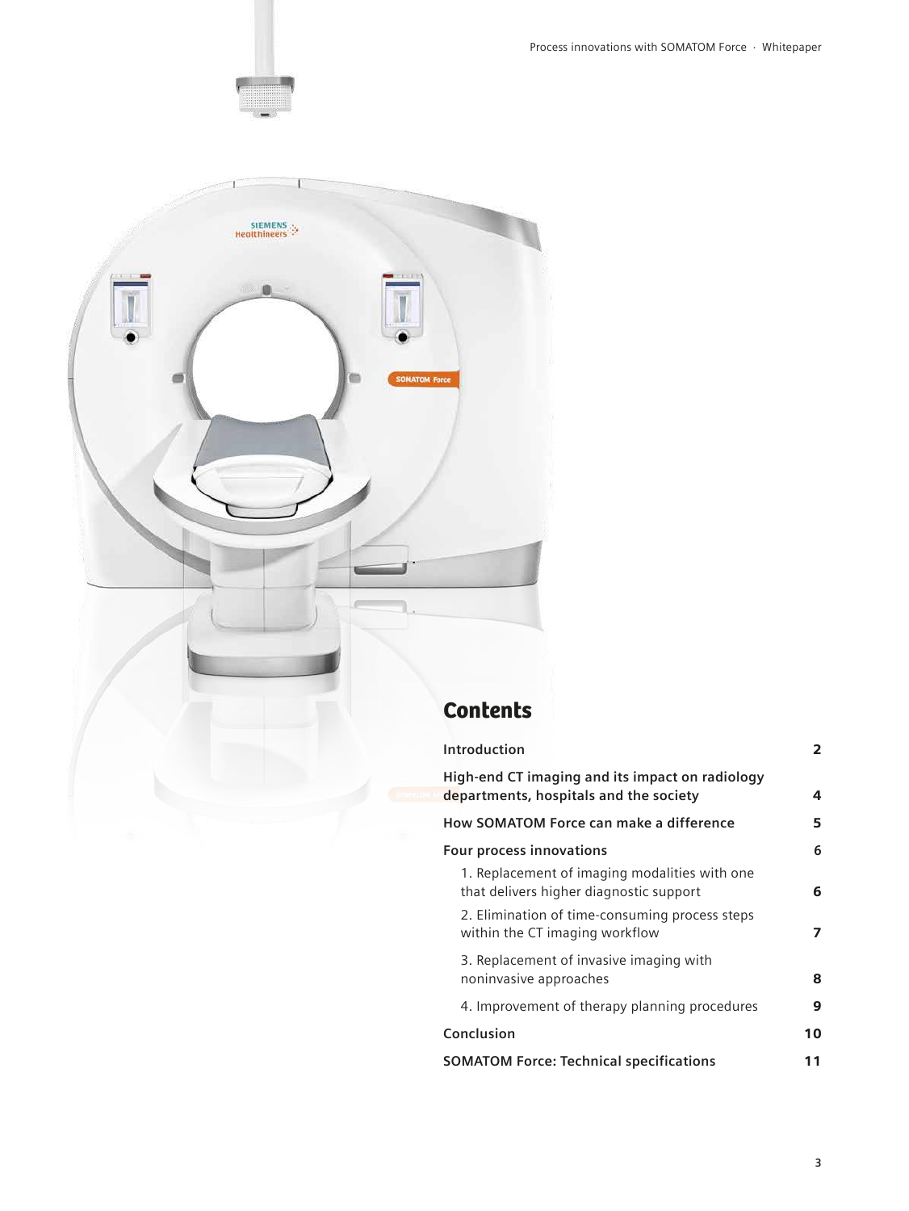## Contents

| | |
|---|---|
| **Introduction** | **2** |
| **High-end CT imaging and its impact on radiology departments, hospitals and the society** | **4** |
| **How SOMATOM Force can make a difference** | **5** |
| **Four process innovations** | 6 |
| 1. Replacement of imaging modalities with one that delivers higher diagnostic support | **6** |
| 2. Elimination of time-consuming process steps within the CT imaging workflow | **7** |
| 3. Replacement of invasive imaging with noninvasive approaches | **8** |
| 4. Improvement of therapy planning procedures | **9** |
| **Conclusion** | **10** |
| **SOMATOM Force: Technical specifications** | **11** |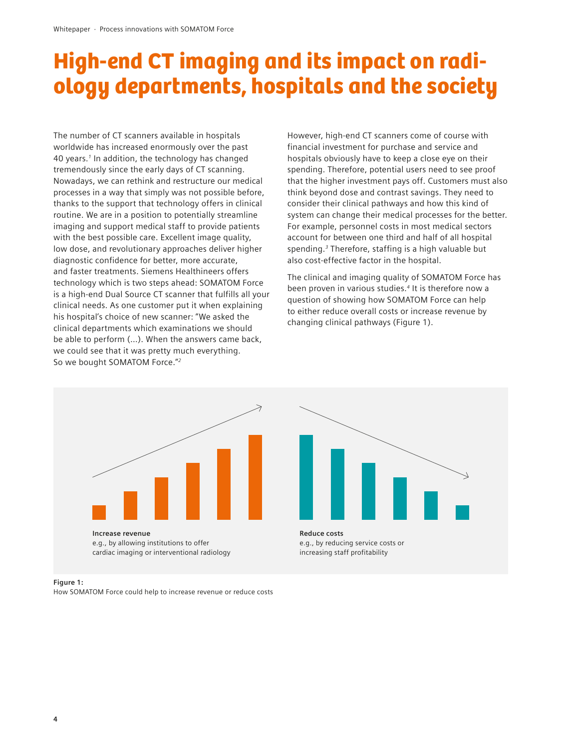# High-end CT imaging and its impact on radiology departments, hospitals and the society

The number of CT scanners available in hospitals worldwide has increased enormously over the past 40 years.[1] In addition, the technology has changed tremendously since the early days of CT scanning. Nowadays, we can rethink and restructure our medical processes in a way that simply was not possible before, thanks to the support that technology offers in clinical routine. We are in a position to potentially streamline imaging and support medical staff to provide patients with the best possible care. Excellent image quality, low dose, and revolutionary approaches deliver higher diagnostic confidence for better, more accurate, and faster treatments. Siemens Healthineers offers technology which is two steps ahead: SOMATOM Force is a high-end Dual Source CT scanner that fulfills all your clinical needs. As one customer put it when explaining his hospital's choice of new scanner: "We asked the clinical departments which examinations we should be able to perform (...). When the answers came back, we could see that it was pretty much everything. So we bought SOMATOM Force."[2]

However, high-end CT scanners come of course with financial investment for purchase and service and hospitals obviously have to keep a close eye on their spending. Therefore, potential users need to see proof that the higher investment pays off. Customers must also think beyond dose and contrast savings. They need to consider their clinical pathways and how this kind of system can change their medical processes for the better. For example, personnel costs in most medical sectors account for between one third and half of all hospital spending.[3] Therefore, staffing is a high valuable but also cost-effective factor in the hospital.

The clinical and imaging quality of SOMATOM Force has been proven in various studies.[4] It is therefore now a question of showing how SOMATOM Force can help to either reduce overall costs or increase revenue by changing clinical pathways (Figure 1).

**Increase revenue**
e.g., by allowing institutions to offer cardiac imaging or interventional radiology

**Reduce costs**
e.g., by reducing service costs or increasing staff profitability

**Figure 1:**
How SOMATOM Force could help to increase revenue or reduce costs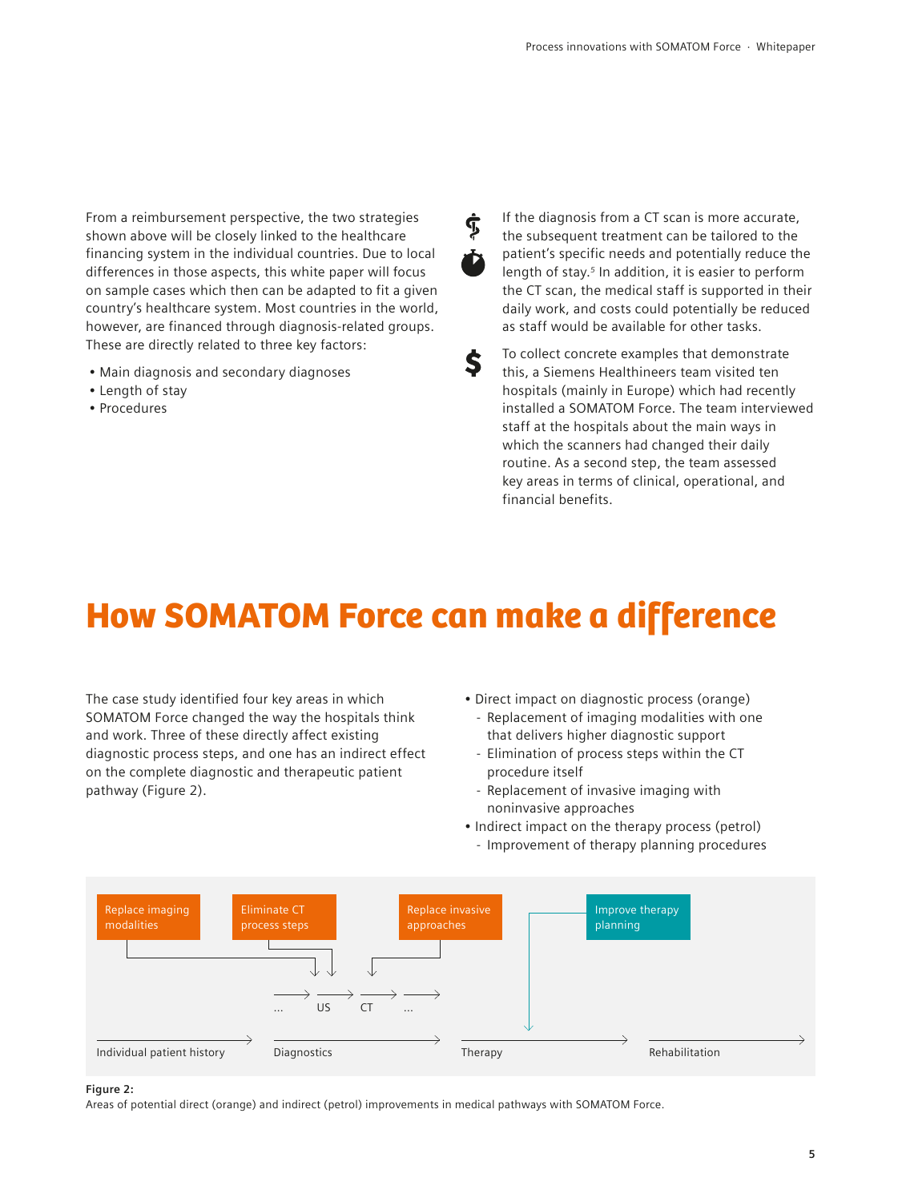From a reimbursement perspective, the two strategies shown above will be closely linked to the healthcare financing system in the individual countries. Due to local differences in those aspects, this white paper will focus on sample cases which then can be adapted to fit a given country's healthcare system. Most countries in the world, however, are financed through diagnosis-related groups. These are directly related to three key factors:

- Main diagnosis and secondary diagnoses
- Length of stay
- Procedures

If the diagnosis from a CT scan is more accurate, the subsequent treatment can be tailored to the patient's specific needs and potentially reduce the length of stay.[5] In addition, it is easier to perform the CT scan, the medical staff is supported in their daily work, and costs could potentially be reduced as staff would be available for other tasks.

To collect concrete examples that demonstrate this, a Siemens Healthineers team visited ten hospitals (mainly in Europe) which had recently installed a SOMATOM Force. The team interviewed staff at the hospitals about the main ways in which the scanners had changed their daily routine. As a second step, the team assessed key areas in terms of clinical, operational, and financial benefits.

# How SOMATOM Force can make a difference

The case study identified four key areas in which SOMATOM Force changed the way the hospitals think and work. Three of these directly affect existing diagnostic process steps, and one has an indirect effect on the complete diagnostic and therapeutic patient pathway (Figure 2).

- Direct impact on diagnostic process (orange)
  - Replacement of imaging modalities with one that delivers higher diagnostic support
  - Elimination of process steps within the CT procedure itself
  - Replacement of invasive imaging with noninvasive approaches
- Indirect impact on the therapy process (petrol)
  - Improvement of therapy planning procedures

Replace imaging modalities | Eliminate CT process steps | Replace invasive approaches | Improve therapy planning

... → US → CT → ...

Individual patient history → Diagnostics → Therapy → Rehabilitation

**Figure 2:**
Areas of potential direct (orange) and indirect (petrol) improvements in medical pathways with SOMATOM Force.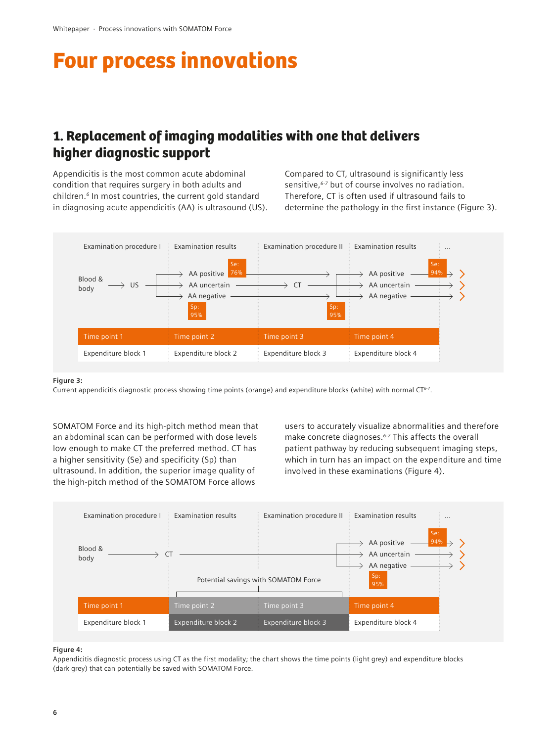# Four process innovations

## 1. Replacement of imaging modalities with one that delivers higher diagnostic support

Appendicitis is the most common acute abdominal condition that requires surgery in both adults and children.[6] In most countries, the current gold standard in diagnosing acute appendicitis (AA) is ultrasound (US). Compared to CT, ultrasound is significantly less sensitive,[6-7] but of course involves no radiation. Therefore, CT is often used if ultrasound fails to determine the pathology in the first instance (Figure 3).

| Examination procedure I | Examination results | Examination procedure II | Examination results | ... |
|---|---|---|---|---|
| Blood & body → US | AA positive (Se: 76%) / AA uncertain / AA negative (Sp: 95%) | CT | AA positive (Se: 94%) / AA uncertain / AA negative (Sp: 95%) | |
| Time point 1 | Time point 2 | Time point 3 | Time point 4 | |
| Expenditure block 1 | Expenditure block 2 | Expenditure block 3 | Expenditure block 4 | |

**Figure 3:**
Current appendicitis diagnostic process showing time points (orange) and expenditure blocks (white) with normal CT[6-7].

SOMATOM Force and its high-pitch method mean that an abdominal scan can be performed with dose levels low enough to make CT the preferred method. CT has a higher sensitivity (Se) and specificity (Sp) than ultrasound. In addition, the superior image quality of the high-pitch method of the SOMATOM Force allows users to accurately visualize abnormalities and therefore make concrete diagnoses.[6-7] This affects the overall patient pathway by reducing subsequent imaging steps, which in turn has an impact on the expenditure and time involved in these examinations (Figure 4).

| Examination procedure I | Examination results | Examination procedure II | Examination results | ... |
|---|---|---|---|---|
| Blood & body → CT | | | AA positive (Se: 94%) / AA uncertain / AA negative (Sp: 95%) | |
| | Potential savings with SOMATOM Force | | | |
| Time point 1 | Time point 2 | Time point 3 | Time point 4 | |
| Expenditure block 1 | Expenditure block 2 | Expenditure block 3 | Expenditure block 4 | |

**Figure 4:**
Appendicitis diagnostic process using CT as the first modality; the chart shows the time points (light grey) and expenditure blocks (dark grey) that can potentially be saved with SOMATOM Force.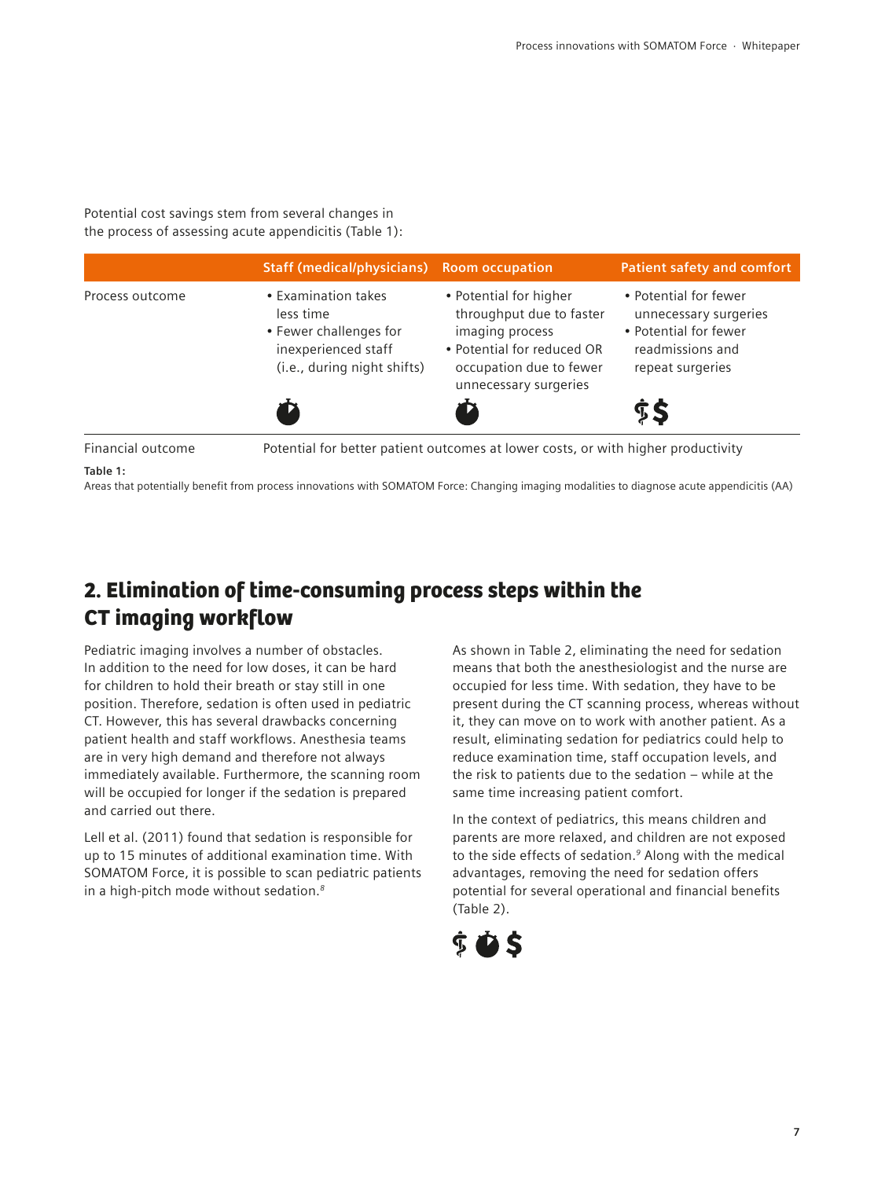Potential cost savings stem from several changes in the process of assessing acute appendicitis (Table 1):

| | Staff (medical/physicians) | Room occupation | Patient safety and comfort |
|---|---|---|---|
| Process outcome | • Examination takes less time<br>• Fewer challenges for inexperienced staff (i.e., during night shifts) | • Potential for higher throughput due to faster imaging process<br>• Potential for reduced OR occupation due to fewer unnecessary surgeries | • Potential for fewer unnecessary surgeries<br>• Potential for fewer readmissions and repeat surgeries |
| Financial outcome | Potential for better patient outcomes at lower costs, or with higher productivity | | |

**Table 1:**
Areas that potentially benefit from process innovations with SOMATOM Force: Changing imaging modalities to diagnose acute appendicitis (AA)

## 2. Elimination of time-consuming process steps within the CT imaging workflow

Pediatric imaging involves a number of obstacles. In addition to the need for low doses, it can be hard for children to hold their breath or stay still in one position. Therefore, sedation is often used in pediatric CT. However, this has several drawbacks concerning patient health and staff workflows. Anesthesia teams are in very high demand and therefore not always immediately available. Furthermore, the scanning room will be occupied for longer if the sedation is prepared and carried out there.

Lell et al. (2011) found that sedation is responsible for up to 15 minutes of additional examination time. With SOMATOM Force, it is possible to scan pediatric patients in a high-pitch mode without sedation.[8]

As shown in Table 2, eliminating the need for sedation means that both the anesthesiologist and the nurse are occupied for less time. With sedation, they have to be present during the CT scanning process, whereas without it, they can move on to work with another patient. As a result, eliminating sedation for pediatrics could help to reduce examination time, staff occupation levels, and the risk to patients due to the sedation – while at the same time increasing patient comfort.

In the context of pediatrics, this means children and parents are more relaxed, and children are not exposed to the side effects of sedation.[9] Along with the medical advantages, removing the need for sedation offers potential for several operational and financial benefits (Table 2).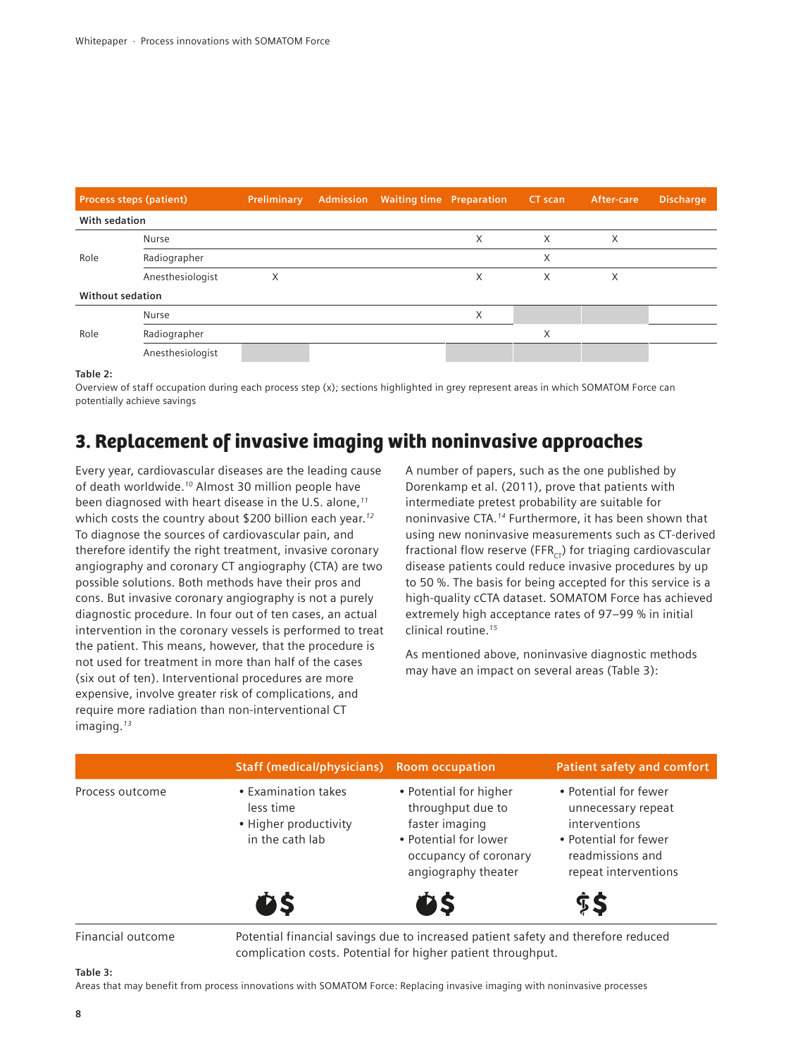| Process steps (patient) | | Preliminary | Admission | Waiting time | Preparation | CT scan | After-care | Discharge |
|---|---|---|---|---|---|---|---|---|
| **With sedation** | | | | | | | | |
| Role | Nurse | | | | X | X | X | |
| | Radiographer | | | | | X | | |
| | Anesthesiologist | X | | | X | X | X | |
| **Without sedation** | | | | | | | | |
| Role | Nurse | | | | X | | | |
| | Radiographer | | | | | X | | |
| | Anesthesiologist | | | | | | | |

**Table 2:**
Overview of staff occupation during each process step (x); sections highlighted in grey represent areas in which SOMATOM Force can potentially achieve savings

## 3. Replacement of invasive imaging with noninvasive approaches

Every year, cardiovascular diseases are the leading cause of death worldwide.[10] Almost 30 million people have been diagnosed with heart disease in the U.S. alone,[11] which costs the country about $200 billion each year.[12] To diagnose the sources of cardiovascular pain, and therefore identify the right treatment, invasive coronary angiography and coronary CT angiography (CTA) are two possible solutions. Both methods have their pros and cons. But invasive coronary angiography is not a purely diagnostic procedure. In four out of ten cases, an actual intervention in the coronary vessels is performed to treat the patient. This means, however, that the procedure is not used for treatment in more than half of the cases (six out of ten). Interventional procedures are more expensive, involve greater risk of complications, and require more radiation than non-interventional CT imaging.[13]

A number of papers, such as the one published by Dorenkamp et al. (2011), prove that patients with intermediate pretest probability are suitable for noninvasive CTA.[14] Furthermore, it has been shown that using new noninvasive measurements such as CT-derived fractional flow reserve ($FFR_{CT}$) for triaging cardiovascular disease patients could reduce invasive procedures by up to 50 %. The basis for being accepted for this service is a high-quality cCTA dataset. SOMATOM Force has achieved extremely high acceptance rates of 97–99 % in initial clinical routine.[15]

As mentioned above, noninvasive diagnostic methods may have an impact on several areas (Table 3):

| | Staff (medical/physicians) | Room occupation | Patient safety and comfort |
|---|---|---|---|
| Process outcome | • Examination takes less time<br>• Higher productivity in the cath lab | • Potential for higher throughput due to faster imaging<br>• Potential for lower occupancy of coronary angiography theater | • Potential for fewer unnecessary repeat interventions<br>• Potential for fewer readmissions and repeat interventions |
| Financial outcome | Potential financial savings due to increased patient safety and therefore reduced complication costs. Potential for higher patient throughput. | | |

**Table 3:**
Areas that may benefit from process innovations with SOMATOM Force: Replacing invasive imaging with noninvasive processes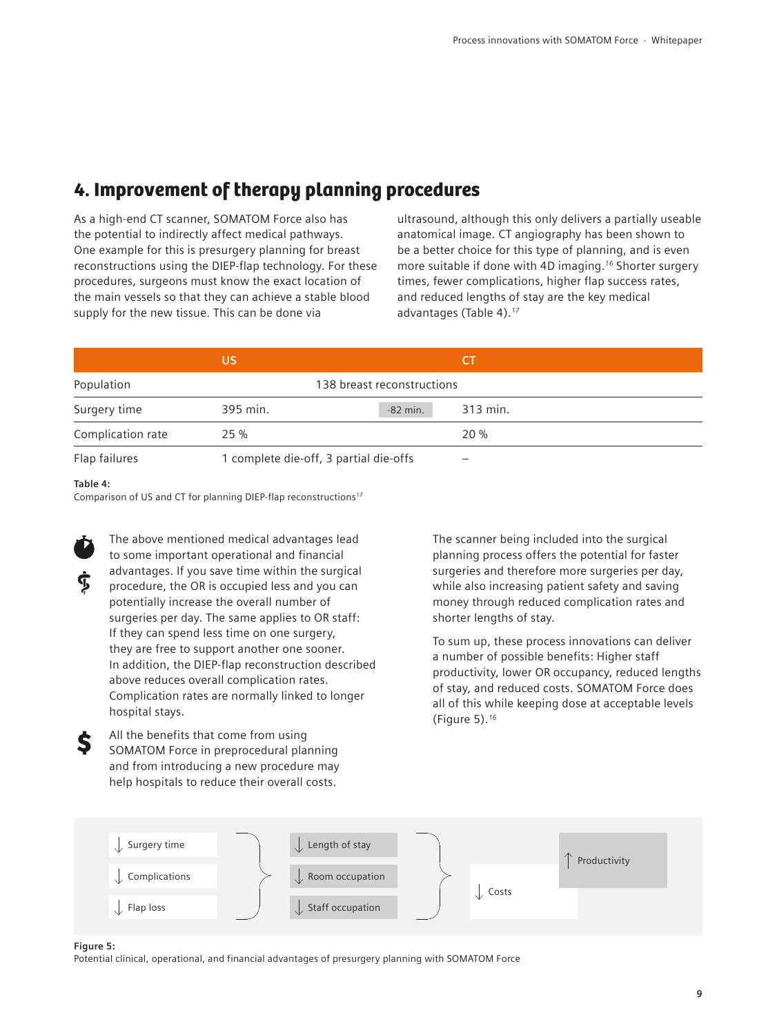# 4. Improvement of therapy planning procedures

As a high-end CT scanner, SOMATOM Force also has the potential to indirectly affect medical pathways. One example for this is presurgery planning for breast reconstructions using the DIEP-flap technology. For these procedures, surgeons must know the exact location of the main vessels so that they can achieve a stable blood supply for the new tissue. This can be done via ultrasound, although this only delivers a partially useable anatomical image. CT angiography has been shown to be a better choice for this type of planning, and is even more suitable if done with 4D imaging.[16] Shorter surgery times, fewer complications, higher flap success rates, and reduced lengths of stay are the key medical advantages (Table 4).[17]

| | US | | CT |
|---|---|---|---|
| Population | 138 breast reconstructions | | |
| Surgery time | 395 min. | -82 min. | 313 min. |
| Complication rate | 25 % | | 20 % |
| Flap failures | 1 complete die-off, 3 partial die-offs | | – |

**Table 4:**
Comparison of US and CT for planning DIEP-flap reconstructions[17]

The above mentioned medical advantages lead to some important operational and financial advantages. If you save time within the surgical procedure, the OR is occupied less and you can potentially increase the overall number of surgeries per day. The same applies to OR staff: If they can spend less time on one surgery, they are free to support another one sooner. In addition, the DIEP-flap reconstruction described above reduces overall complication rates. Complication rates are normally linked to longer hospital stays.

All the benefits that come from using SOMATOM Force in preprocedural planning and from introducing a new procedure may help hospitals to reduce their overall costs.

The scanner being included into the surgical planning process offers the potential for faster surgeries and therefore more surgeries per day, while also increasing patient safety and saving money through reduced complication rates and shorter lengths of stay.

To sum up, these process innovations can deliver a number of possible benefits: Higher staff productivity, lower OR occupancy, reduced lengths of stay, and reduced costs. SOMATOM Force does all of this while keeping dose at acceptable levels (Figure 5).[16]

↓ Surgery time
↓ Complications
↓ Flap loss

↓ Length of stay
↓ Room occupation
↓ Staff occupation

↓ Costs

↑ Productivity

**Figure 5:**
Potential clinical, operational, and financial advantages of presurgery planning with SOMATOM Force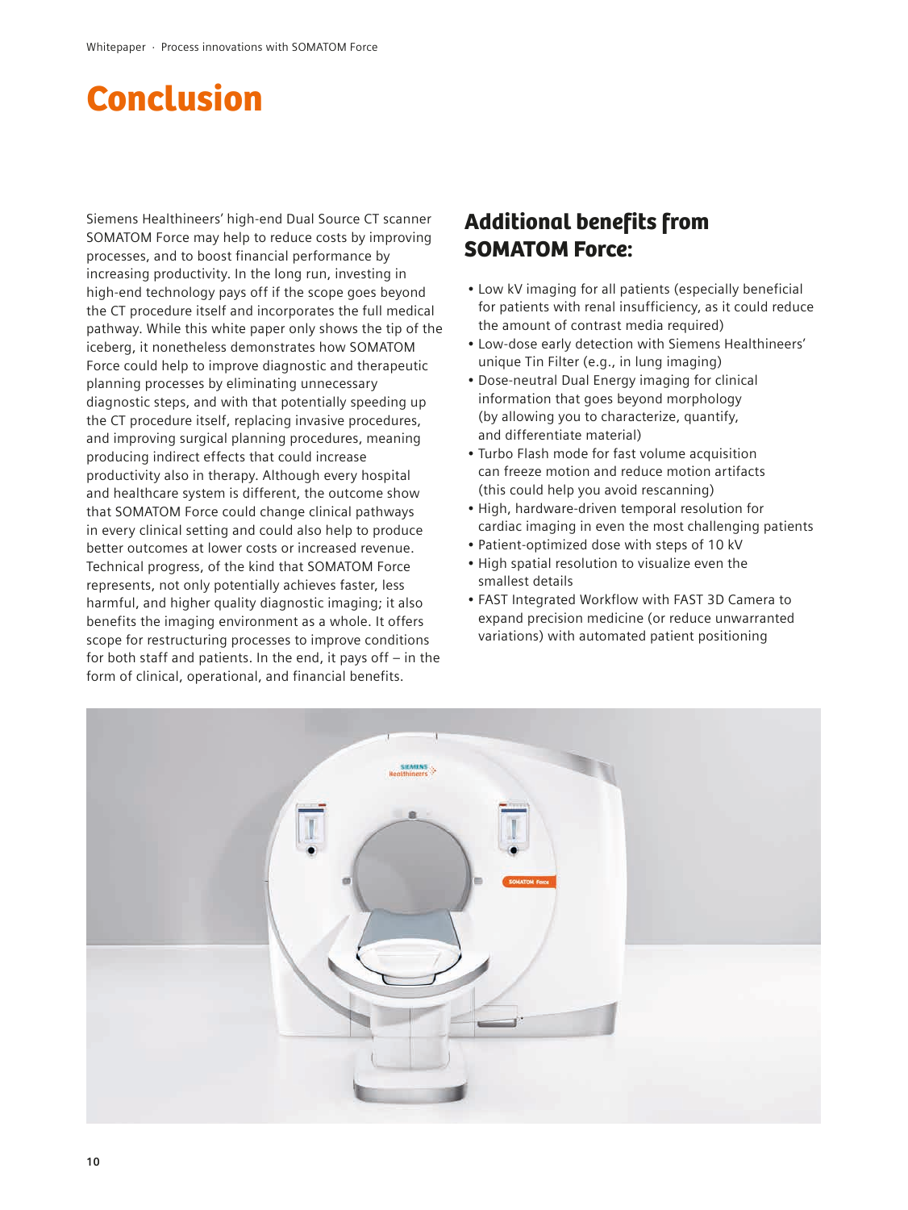# Conclusion

Siemens Healthineers' high-end Dual Source CT scanner SOMATOM Force may help to reduce costs by improving processes, and to boost financial performance by increasing productivity. In the long run, investing in high-end technology pays off if the scope goes beyond the CT procedure itself and incorporates the full medical pathway. While this white paper only shows the tip of the iceberg, it nonetheless demonstrates how SOMATOM Force could help to improve diagnostic and therapeutic planning processes by eliminating unnecessary diagnostic steps, and with that potentially speeding up the CT procedure itself, replacing invasive procedures, and improving surgical planning procedures, meaning producing indirect effects that could increase productivity also in therapy. Although every hospital and healthcare system is different, the outcome show that SOMATOM Force could change clinical pathways in every clinical setting and could also help to produce better outcomes at lower costs or increased revenue. Technical progress, of the kind that SOMATOM Force represents, not only potentially achieves faster, less harmful, and higher quality diagnostic imaging; it also benefits the imaging environment as a whole. It offers scope for restructuring processes to improve conditions for both staff and patients. In the end, it pays off – in the form of clinical, operational, and financial benefits.

## Additional benefits from SOMATOM Force:

- Low kV imaging for all patients (especially beneficial for patients with renal insufficiency, as it could reduce the amount of contrast media required)
- Low-dose early detection with Siemens Healthineers' unique Tin Filter (e.g., in lung imaging)
- Dose-neutral Dual Energy imaging for clinical information that goes beyond morphology (by allowing you to characterize, quantify, and differentiate material)
- Turbo Flash mode for fast volume acquisition can freeze motion and reduce motion artifacts (this could help you avoid rescanning)
- High, hardware-driven temporal resolution for cardiac imaging in even the most challenging patients
- Patient-optimized dose with steps of 10 kV
- High spatial resolution to visualize even the smallest details
- FAST Integrated Workflow with FAST 3D Camera to expand precision medicine (or reduce unwarranted variations) with automated patient positioning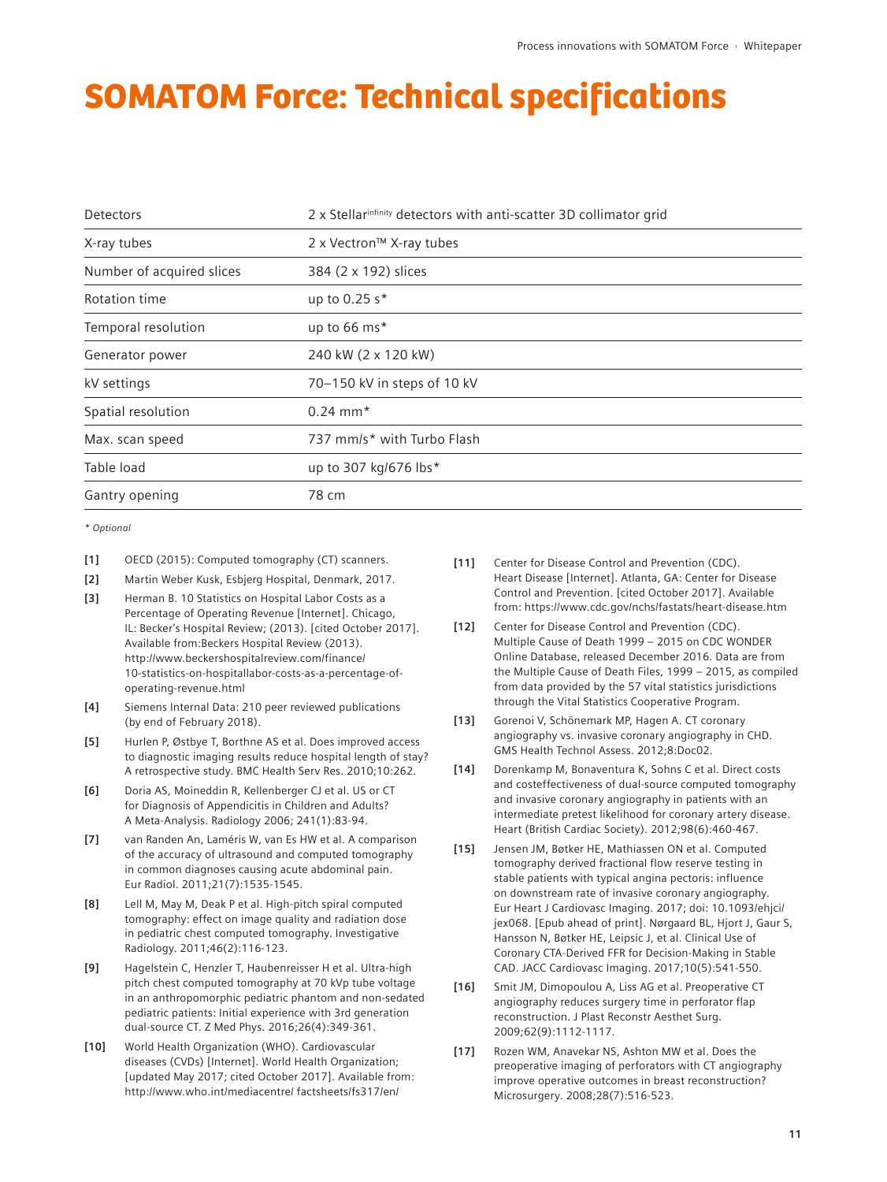# SOMATOM Force: Technical specifications

| | |
|---|---|
| Detectors | 2 x Stellar[infinity] detectors with anti-scatter 3D collimator grid |
| X-ray tubes | 2 x Vectron™ X-ray tubes |
| Number of acquired slices | 384 (2 x 192) slices |
| Rotation time | up to 0.25 s* |
| Temporal resolution | up to 66 ms* |
| Generator power | 240 kW (2 x 120 kW) |
| kV settings | 70–150 kV in steps of 10 kV |
| Spatial resolution | 0.24 mm* |
| Max. scan speed | 737 mm/s* with Turbo Flash |
| Table load | up to 307 kg/676 lbs* |
| Gantry opening | 78 cm |

*\* Optional*

**[1]** OECD (2015): Computed tomography (CT) scanners.

**[2]** Martin Weber Kusk, Esbjerg Hospital, Denmark, 2017.

**[3]** Herman B. 10 Statistics on Hospital Labor Costs as a Percentage of Operating Revenue [Internet]. Chicago, IL: Becker's Hospital Review; (2013). [cited October 2017]. Available from:Beckers Hospital Review (2013). http://www.beckershospitalreview.com/finance/10-statistics-on-hospitallabor-costs-as-a-percentage-of-operating-revenue.html

**[4]** Siemens Internal Data: 210 peer reviewed publications (by end of February 2018).

**[5]** Hurlen P, Østbye T, Borthne AS et al. Does improved access to diagnostic imaging results reduce hospital length of stay? A retrospective study. BMC Health Serv Res. 2010;10:262.

**[6]** Doria AS, Moineddin R, Kellenberger CJ et al. US or CT for Diagnosis of Appendicitis in Children and Adults? A Meta-Analysis. Radiology 2006; 241(1):83-94.

**[7]** van Randen An, Laméris W, van Es HW et al. A comparison of the accuracy of ultrasound and computed tomography in common diagnoses causing acute abdominal pain. Eur Radiol. 2011;21(7):1535-1545.

**[8]** Lell M, May M, Deak P et al. High-pitch spiral computed tomography: effect on image quality and radiation dose in pediatric chest computed tomography. Investigative Radiology. 2011;46(2):116-123.

**[9]** Hagelstein C, Henzler T, Haubenreisser H et al. Ultra-high pitch chest computed tomography at 70 kVp tube voltage in an anthropomorphic pediatric phantom and non-sedated pediatric patients: Initial experience with 3rd generation dual-source CT. Z Med Phys. 2016;26(4):349-361.

**[10]** World Health Organization (WHO). Cardiovascular diseases (CVDs) [Internet]. World Health Organization; [updated May 2017; cited October 2017]. Available from: http://www.who.int/mediacentre/ factsheets/fs317/en/

**[11]** Center for Disease Control and Prevention (CDC). Heart Disease [Internet]. Atlanta, GA: Center for Disease Control and Prevention. [cited October 2017]. Available from: https://www.cdc.gov/nchs/fastats/heart-disease.htm

**[12]** Center for Disease Control and Prevention (CDC). Multiple Cause of Death 1999 – 2015 on CDC WONDER Online Database, released December 2016. Data are from the Multiple Cause of Death Files, 1999 – 2015, as compiled from data provided by the 57 vital statistics jurisdictions through the Vital Statistics Cooperative Program.

**[13]** Gorenoi V, Schönemark MP, Hagen A. CT coronary angiography vs. invasive coronary angiography in CHD. GMS Health Technol Assess. 2012;8:Doc02.

**[14]** Dorenkamp M, Bonaventura K, Sohns C et al. Direct costs and costeffectiveness of dual-source computed tomography and invasive coronary angiography in patients with an intermediate pretest likelihood for coronary artery disease. Heart (British Cardiac Society). 2012;98(6):460-467.

**[15]** Jensen JM, Bøtker HE, Mathiassen ON et al. Computed tomography derived fractional flow reserve testing in stable patients with typical angina pectoris: influence on downstream rate of invasive coronary angiography. Eur Heart J Cardiovasc Imaging. 2017; doi: 10.1093/ehjci/jex068. [Epub ahead of print]. Nørgaard BL, Hjort J, Gaur S, Hansson N, Bøtker HE, Leipsic J, et al. Clinical Use of Coronary CTA-Derived FFR for Decision-Making in Stable CAD. JACC Cardiovasc Imaging. 2017;10(5):541-550.

**[16]** Smit JM, Dimopoulou A, Liss AG et al. Preoperative CT angiography reduces surgery time in perforator flap reconstruction. J Plast Reconstr Aesthet Surg. 2009;62(9):1112-1117.

**[17]** Rozen WM, Anavekar NS, Ashton MW et al. Does the preoperative imaging of perforators with CT angiography improve operative outcomes in breast reconstruction? Microsurgery. 2008;28(7):516-523.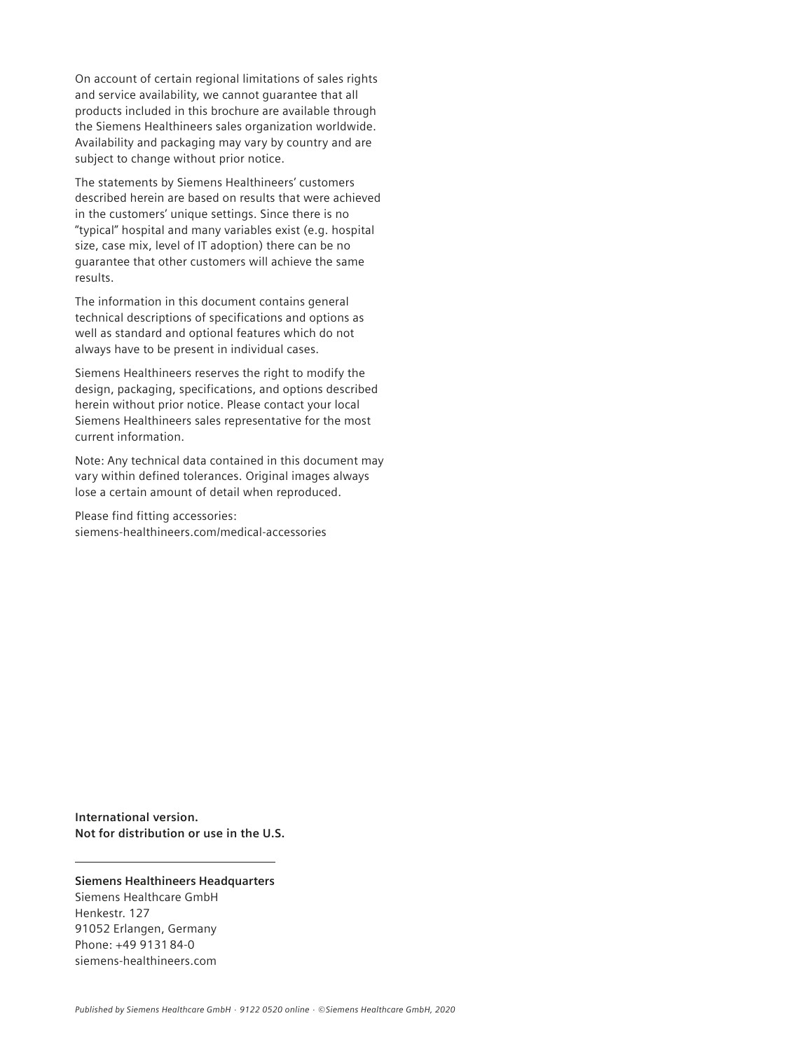On account of certain regional limitations of sales rights and service availability, we cannot guarantee that all products included in this brochure are available through the Siemens Healthineers sales organization worldwide. Availability and packaging may vary by country and are subject to change without prior notice.

The statements by Siemens Healthineers' customers described herein are based on results that were achieved in the customers' unique settings. Since there is no "typical" hospital and many variables exist (e.g. hospital size, case mix, level of IT adoption) there can be no guarantee that other customers will achieve the same results.

The information in this document contains general technical descriptions of specifications and options as well as standard and optional features which do not always have to be present in individual cases.

Siemens Healthineers reserves the right to modify the design, packaging, specifications, and options described herein without prior notice. Please contact your local Siemens Healthineers sales representative for the most current information.

Note: Any technical data contained in this document may vary within defined tolerances. Original images always lose a certain amount of detail when reproduced.

Please find fitting accessories:
siemens-healthineers.com/medical-accessories

**International version.**
**Not for distribution or use in the U.S.**

---

**Siemens Healthineers Headquarters**
Siemens Healthcare GmbH
Henkestr. 127
91052 Erlangen, Germany
Phone: +49 9131 84-0
siemens-healthineers.com

*Published by Siemens Healthcare GmbH · 9122 0520 online · ©Siemens Healthcare GmbH, 2020*